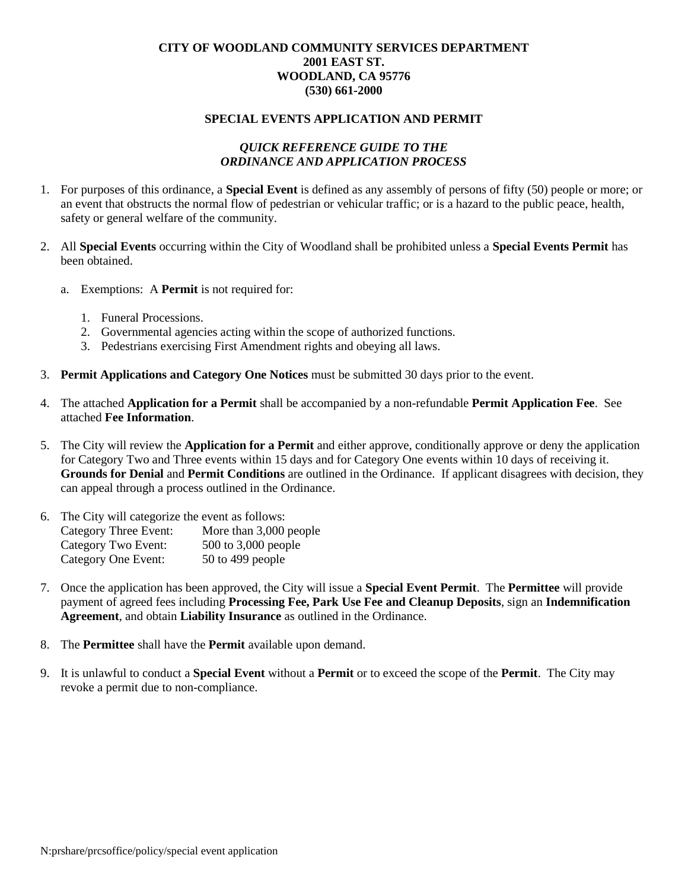**CITY OF WOODLAND COMMUNITY SERVICES DEPARTMENT**
**2001 EAST ST.**
**WOODLAND, CA 95776**
**(530) 661-2000**

# SPECIAL EVENTS APPLICATION AND PERMIT

## *QUICK REFERENCE GUIDE TO THE ORDINANCE AND APPLICATION PROCESS*

1. For purposes of this ordinance, a **Special Event** is defined as any assembly of persons of fifty (50) people or more; or an event that obstructs the normal flow of pedestrian or vehicular traffic; or is a hazard to the public peace, health, safety or general welfare of the community.

2. All **Special Events** occurring within the City of Woodland shall be prohibited unless a **Special Events Permit** has been obtained.

   a. Exemptions: A **Permit** is not required for:

      1. Funeral Processions.
      2. Governmental agencies acting within the scope of authorized functions.
      3. Pedestrians exercising First Amendment rights and obeying all laws.

3. **Permit Applications and Category One Notices** must be submitted 30 days prior to the event.

4. The attached **Application for a Permit** shall be accompanied by a non-refundable **Permit Application Fee**. See attached **Fee Information**.

5. The City will review the **Application for a Permit** and either approve, conditionally approve or deny the application for Category Two and Three events within 15 days and for Category One events within 10 days of receiving it. **Grounds for Denial** and **Permit Conditions** are outlined in the Ordinance. If applicant disagrees with decision, they can appeal through a process outlined in the Ordinance.

6. The City will categorize the event as follows:

| | |
|---|---|
| Category Three Event: | More than 3,000 people |
| Category Two Event: | 500 to 3,000 people |
| Category One Event: | 50 to 499 people |

7. Once the application has been approved, the City will issue a **Special Event Permit**. The **Permittee** will provide payment of agreed fees including **Processing Fee, Park Use Fee and Cleanup Deposits**, sign an **Indemnification Agreement**, and obtain **Liability Insurance** as outlined in the Ordinance.

8. The **Permittee** shall have the **Permit** available upon demand.

9. It is unlawful to conduct a **Special Event** without a **Permit** or to exceed the scope of the **Permit**. The City may revoke a permit due to non-compliance.

N:prshare/prcsoffice/policy/special event application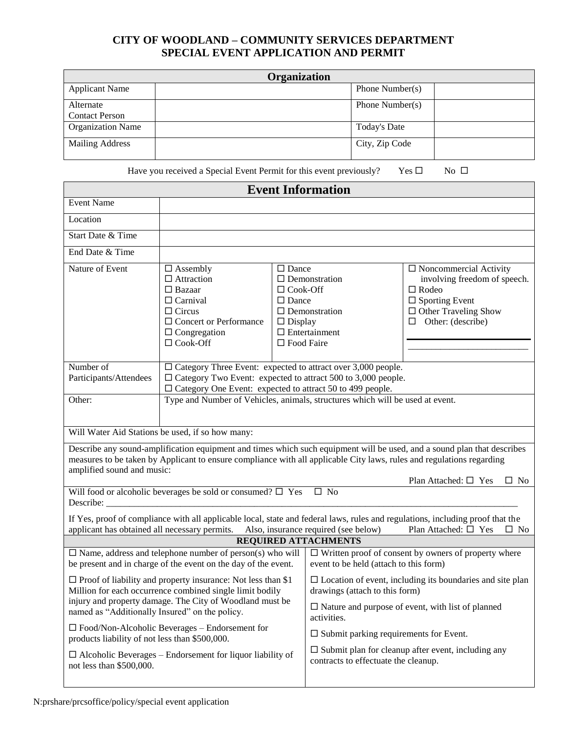# CITY OF WOODLAND – COMMUNITY SERVICES DEPARTMENT
## SPECIAL EVENT APPLICATION AND PERMIT

| Organization | | | |
|---|---|---|---|
| Applicant Name | | Phone Number(s) | |
| Alternate Contact Person | | Phone Number(s) | |
| Organization Name | | Today's Date | |
| Mailing Address | | City, Zip Code | |

Have you received a Special Event Permit for this event previously? Yes ☐ No ☐

| Event Information | | | |
|---|---|---|---|
| Event Name | | | |
| Location | | | |
| Start Date & Time | | | |
| End Date & Time | | | |
| Nature of Event | ☐ Assembly<br>☐ Attraction<br>☐ Bazaar<br>☐ Carnival<br>☐ Circus<br>☐ Concert or Performance<br>☐ Congregation<br>☐ Cook-Off | ☐ Dance<br>☐ Demonstration<br>☐ Cook-Off<br>☐ Dance<br>☐ Demonstration<br>☐ Display<br>☐ Entertainment<br>☐ Food Faire | ☐ Noncommercial Activity involving freedom of speech.<br>☐ Rodeo<br>☐ Sporting Event<br>☐ Other Traveling Show<br>☐ Other: (describe)<br>_________________________ |
| Number of Participants/Attendees | ☐ Category Three Event: expected to attract over 3,000 people.<br>☐ Category Two Event: expected to attract 500 to 3,000 people.<br>☐ Category One Event: expected to attract 50 to 499 people. | | |
| Other: | Type and Number of Vehicles, animals, structures which will be used at event. | | |

Will Water Aid Stations be used, if so how many:

Describe any sound-amplification equipment and times which such equipment will be used, and a sound plan that describes measures to be taken by Applicant to ensure compliance with all applicable City laws, rules and regulations regarding amplified sound and music:

Plan Attached: ☐ Yes ☐ No

Will food or alcoholic beverages be sold or consumed? ☐ Yes ☐ No

Describe: ____________________________________________________________________________________________

If Yes, proof of compliance with all applicable local, state and federal laws, rules and regulations, including proof that the applicant has obtained all necessary permits. Also, insurance required (see below) Plan Attached: ☐ Yes ☐ No

| REQUIRED ATTACHMENTS | |
|---|---|
| ☐ Name, address and telephone number of person(s) who will be present and in charge of the event on the day of the event. | ☐ Written proof of consent by owners of property where event to be held (attach to this form) |
| ☐ Proof of liability and property insurance: Not less than $1 Million for each occurrence combined single limit bodily injury and property damage. The City of Woodland must be named as "Additionally Insured" on the policy. | ☐ Location of event, including its boundaries and site plan drawings (attach to this form)<br>☐ Nature and purpose of event, with list of planned activities. |
| ☐ Food/Non-Alcoholic Beverages – Endorsement for products liability of not less than $500,000. | ☐ Submit parking requirements for Event. |
| ☐ Alcoholic Beverages – Endorsement for liquor liability of not less than $500,000. | ☐ Submit plan for cleanup after event, including any contracts to effectuate the cleanup. |

N:prshare/prcsoffice/policy/special event application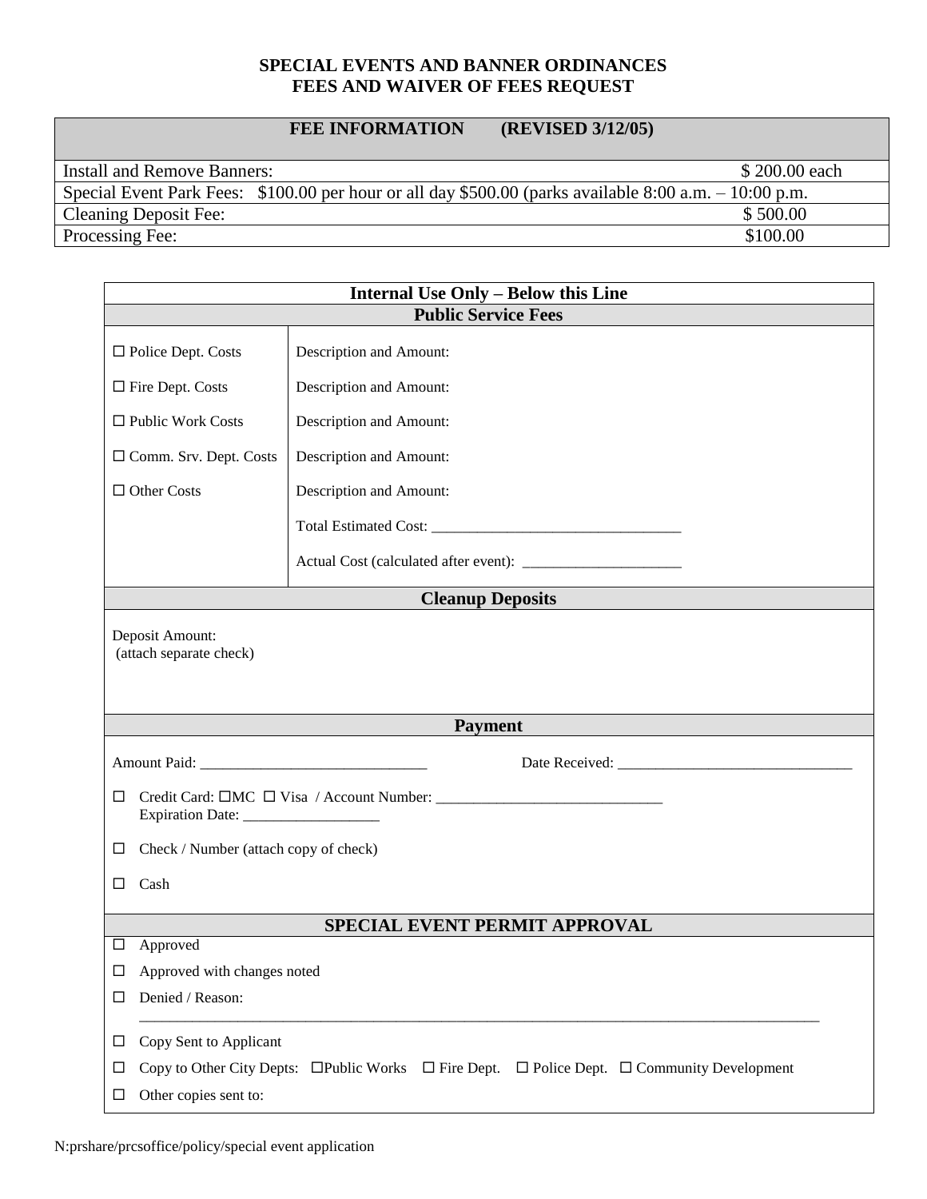# SPECIAL EVENTS AND BANNER ORDINANCES
# FEES AND WAIVER OF FEES REQUEST

| FEE INFORMATION (REVISED 3/12/05) | |
|---|---|
| Install and Remove Banners: | $ 200.00 each |
| Special Event Park Fees: $100.00 per hour or all day $500.00 (parks available 8:00 a.m. – 10:00 p.m. | |
| Cleaning Deposit Fee: | $ 500.00 |
| Processing Fee: | $100.00 |

**Internal Use Only – Below this Line**

**Public Service Fees**

| | |
|---|---|
| ☐ Police Dept. Costs | Description and Amount: |
| ☐ Fire Dept. Costs | Description and Amount: |
| ☐ Public Work Costs | Description and Amount: |
| ☐ Comm. Srv. Dept. Costs | Description and Amount: |
| ☐ Other Costs | Description and Amount: |
| | Total Estimated Cost: ________________________________ |
| | Actual Cost (calculated after event): ____________________ |

**Cleanup Deposits**

Deposit Amount:
(attach separate check)

**Payment**

Amount Paid: ______________________________ Date Received: ______________________________

☐ Credit Card: ☐MC ☐ Visa / Account Number: ______________________________
Expiration Date: __________________

☐ Check / Number (attach copy of check)

☐ Cash

**SPECIAL EVENT PERMIT APPROVAL**

☐ Approved

☐ Approved with changes noted

☐ Denied / Reason:
______________________________________________________________________________________________

☐ Copy Sent to Applicant

☐ Copy to Other City Depts: ☐Public Works ☐ Fire Dept. ☐ Police Dept. ☐ Community Development

☐ Other copies sent to:

N:prshare/prcsoffice/policy/special event application